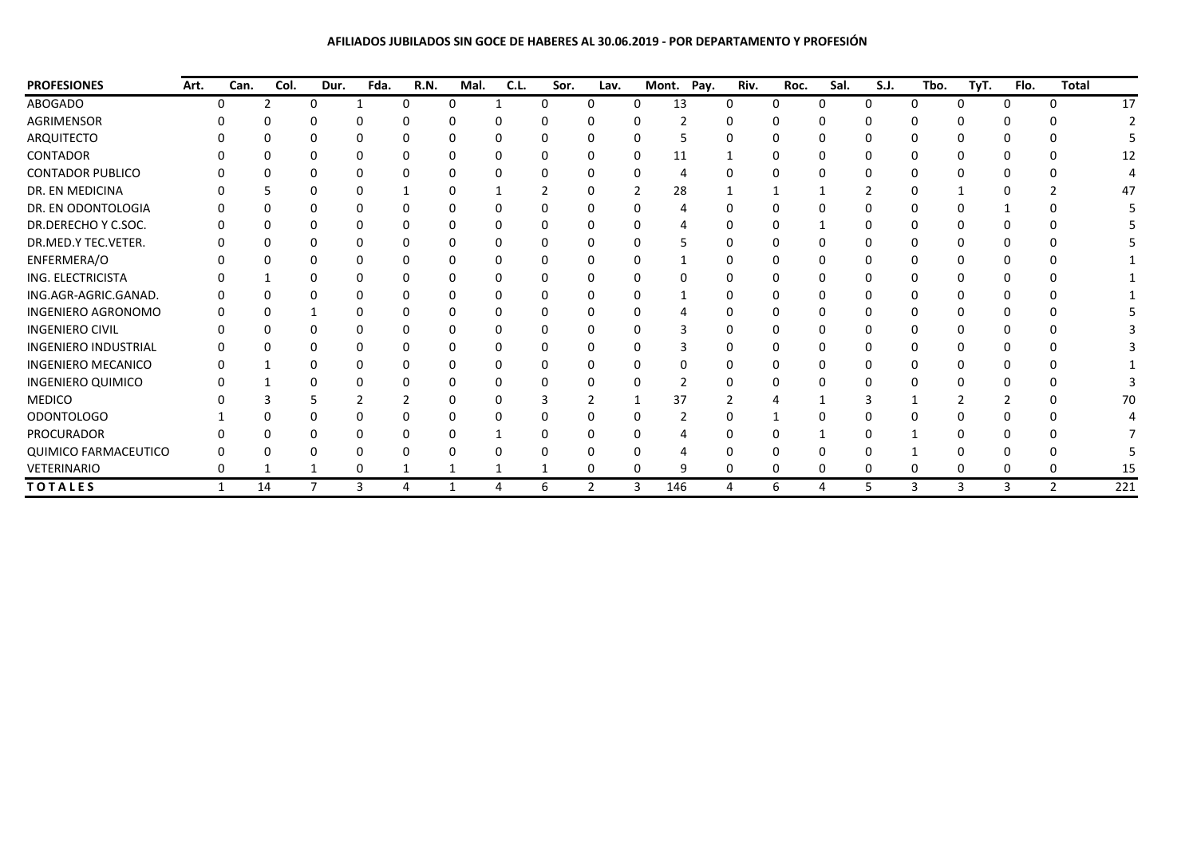**AFILIADOS JUBILADOS SIN GOCE DE HABERES AL 30.06.2019 - POR DEPARTAMENTO Y PROFESIÓN**

| PROFESIONES | Art. | Can. | Col. | Dur. | Fda. | R.N. | Mal. | C.L. | Sor. | Lav. | Mont. | Pay. | Riv. | Roc. | Sal. | S.J. | Tbo. | TyT. | Flo. | Total |
|---|---|---|---|---|---|---|---|---|---|---|---|---|---|---|---|---|---|---|---|---|
| ABOGADO | 0 | 2 | 0 | 1 | 0 | 0 | 1 | 0 | 0 | 0 | 13 | 0 | 0 | 0 | 0 | 0 | 0 | 0 | 0 | 17 |
| AGRIMENSOR | 0 | 0 | 0 | 0 | 0 | 0 | 0 | 0 | 0 | 0 | 2 | 0 | 0 | 0 | 0 | 0 | 0 | 0 | 0 | 2 |
| ARQUITECTO | 0 | 0 | 0 | 0 | 0 | 0 | 0 | 0 | 0 | 0 | 5 | 0 | 0 | 0 | 0 | 0 | 0 | 0 | 0 | 5 |
| CONTADOR | 0 | 0 | 0 | 0 | 0 | 0 | 0 | 0 | 0 | 0 | 11 | 1 | 0 | 0 | 0 | 0 | 0 | 0 | 0 | 12 |
| CONTADOR PUBLICO | 0 | 0 | 0 | 0 | 0 | 0 | 0 | 0 | 0 | 0 | 4 | 0 | 0 | 0 | 0 | 0 | 0 | 0 | 0 | 4 |
| DR. EN MEDICINA | 0 | 5 | 0 | 0 | 1 | 0 | 1 | 2 | 0 | 2 | 28 | 1 | 1 | 1 | 2 | 0 | 1 | 0 | 2 | 47 |
| DR. EN ODONTOLOGIA | 0 | 0 | 0 | 0 | 0 | 0 | 0 | 0 | 0 | 0 | 4 | 0 | 0 | 0 | 0 | 0 | 0 | 1 | 0 | 5 |
| DR.DERECHO Y C.SOC. | 0 | 0 | 0 | 0 | 0 | 0 | 0 | 0 | 0 | 0 | 4 | 0 | 0 | 1 | 0 | 0 | 0 | 0 | 0 | 5 |
| DR.MED.Y TEC.VETER. | 0 | 0 | 0 | 0 | 0 | 0 | 0 | 0 | 0 | 0 | 5 | 0 | 0 | 0 | 0 | 0 | 0 | 0 | 0 | 5 |
| ENFERMERA/O | 0 | 0 | 0 | 0 | 0 | 0 | 0 | 0 | 0 | 0 | 1 | 0 | 0 | 0 | 0 | 0 | 0 | 0 | 0 | 1 |
| ING. ELECTRICISTA | 0 | 1 | 0 | 0 | 0 | 0 | 0 | 0 | 0 | 0 | 0 | 0 | 0 | 0 | 0 | 0 | 0 | 0 | 0 | 1 |
| ING.AGR-AGRIC.GANAD. | 0 | 0 | 0 | 0 | 0 | 0 | 0 | 0 | 0 | 0 | 1 | 0 | 0 | 0 | 0 | 0 | 0 | 0 | 0 | 1 |
| INGENIERO AGRONOMO | 0 | 0 | 1 | 0 | 0 | 0 | 0 | 0 | 0 | 0 | 4 | 0 | 0 | 0 | 0 | 0 | 0 | 0 | 0 | 5 |
| INGENIERO CIVIL | 0 | 0 | 0 | 0 | 0 | 0 | 0 | 0 | 0 | 0 | 3 | 0 | 0 | 0 | 0 | 0 | 0 | 0 | 0 | 3 |
| INGENIERO INDUSTRIAL | 0 | 0 | 0 | 0 | 0 | 0 | 0 | 0 | 0 | 0 | 3 | 0 | 0 | 0 | 0 | 0 | 0 | 0 | 0 | 3 |
| INGENIERO MECANICO | 0 | 1 | 0 | 0 | 0 | 0 | 0 | 0 | 0 | 0 | 0 | 0 | 0 | 0 | 0 | 0 | 0 | 0 | 0 | 1 |
| INGENIERO QUIMICO | 0 | 1 | 0 | 0 | 0 | 0 | 0 | 0 | 0 | 0 | 2 | 0 | 0 | 0 | 0 | 0 | 0 | 0 | 0 | 3 |
| MEDICO | 0 | 3 | 5 | 2 | 2 | 0 | 0 | 3 | 2 | 1 | 37 | 2 | 4 | 1 | 3 | 1 | 2 | 2 | 0 | 70 |
| ODONTOLOGO | 1 | 0 | 0 | 0 | 0 | 0 | 0 | 0 | 0 | 0 | 2 | 0 | 1 | 0 | 0 | 0 | 0 | 0 | 0 | 4 |
| PROCURADOR | 0 | 0 | 0 | 0 | 0 | 0 | 1 | 0 | 0 | 0 | 4 | 0 | 0 | 1 | 0 | 1 | 0 | 0 | 0 | 7 |
| QUIMICO FARMACEUTICO | 0 | 0 | 0 | 0 | 0 | 0 | 0 | 0 | 0 | 0 | 4 | 0 | 0 | 0 | 0 | 1 | 0 | 0 | 0 | 5 |
| VETERINARIO | 0 | 1 | 1 | 0 | 1 | 1 | 1 | 1 | 0 | 0 | 9 | 0 | 0 | 0 | 0 | 0 | 0 | 0 | 0 | 15 |
| **TOTALES** | 1 | 14 | 7 | 3 | 4 | 1 | 4 | 6 | 2 | 3 | 146 | 4 | 6 | 4 | 5 | 3 | 3 | 3 | 2 | 221 |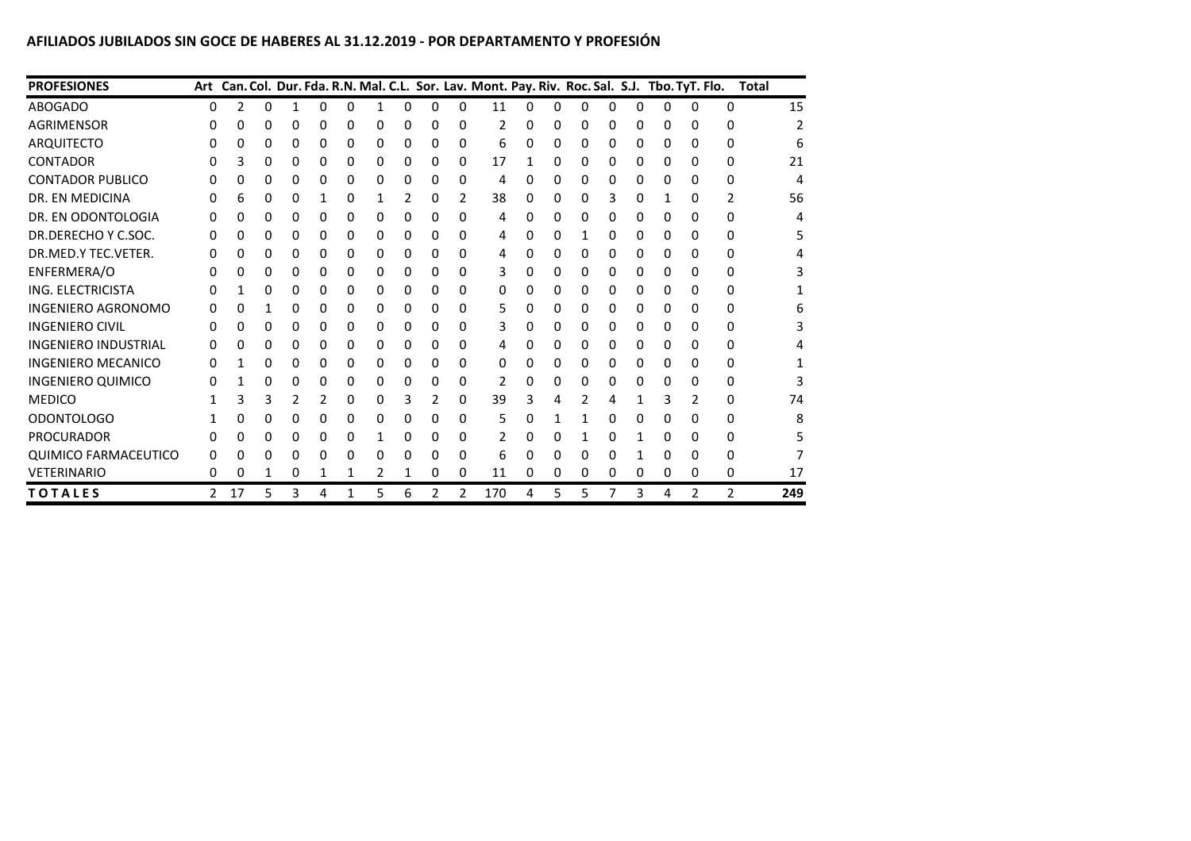**AFILIADOS JUBILADOS SIN GOCE DE HABERES AL 31.12.2019 - POR DEPARTAMENTO Y PROFESIÓN**

| PROFESIONES | Art | Can. | Col. | Dur. | Fda. | R.N. | Mal. | C.L. | Sor. | Lav. | Mont. | Pay. | Riv. | Roc. | Sal. | S.J. | Tbo. | TyT. | Flo. | Total |
|---|---|---|---|---|---|---|---|---|---|---|---|---|---|---|---|---|---|---|---|---|
| ABOGADO | 0 | 2 | 0 | 1 | 0 | 0 | 1 | 0 | 0 | 0 | 11 | 0 | 0 | 0 | 0 | 0 | 0 | 0 | 0 | 15 |
| AGRIMENSOR | 0 | 0 | 0 | 0 | 0 | 0 | 0 | 0 | 0 | 0 | 2 | 0 | 0 | 0 | 0 | 0 | 0 | 0 | 0 | 2 |
| ARQUITECTO | 0 | 0 | 0 | 0 | 0 | 0 | 0 | 0 | 0 | 0 | 6 | 0 | 0 | 0 | 0 | 0 | 0 | 0 | 0 | 6 |
| CONTADOR | 0 | 3 | 0 | 0 | 0 | 0 | 0 | 0 | 0 | 0 | 17 | 1 | 0 | 0 | 0 | 0 | 0 | 0 | 0 | 21 |
| CONTADOR PUBLICO | 0 | 0 | 0 | 0 | 0 | 0 | 0 | 0 | 0 | 0 | 4 | 0 | 0 | 0 | 0 | 0 | 0 | 0 | 0 | 4 |
| DR. EN MEDICINA | 0 | 6 | 0 | 0 | 1 | 0 | 1 | 2 | 0 | 2 | 38 | 0 | 0 | 0 | 3 | 0 | 1 | 0 | 2 | 56 |
| DR. EN ODONTOLOGIA | 0 | 0 | 0 | 0 | 0 | 0 | 0 | 0 | 0 | 0 | 4 | 0 | 0 | 0 | 0 | 0 | 0 | 0 | 0 | 4 |
| DR.DERECHO Y C.SOC. | 0 | 0 | 0 | 0 | 0 | 0 | 0 | 0 | 0 | 0 | 4 | 0 | 0 | 1 | 0 | 0 | 0 | 0 | 0 | 5 |
| DR.MED.Y TEC.VETER. | 0 | 0 | 0 | 0 | 0 | 0 | 0 | 0 | 0 | 0 | 4 | 0 | 0 | 0 | 0 | 0 | 0 | 0 | 0 | 4 |
| ENFERMERA/O | 0 | 0 | 0 | 0 | 0 | 0 | 0 | 0 | 0 | 0 | 3 | 0 | 0 | 0 | 0 | 0 | 0 | 0 | 0 | 3 |
| ING. ELECTRICISTA | 0 | 1 | 0 | 0 | 0 | 0 | 0 | 0 | 0 | 0 | 0 | 0 | 0 | 0 | 0 | 0 | 0 | 0 | 0 | 1 |
| INGENIERO AGRONOMO | 0 | 0 | 1 | 0 | 0 | 0 | 0 | 0 | 0 | 0 | 5 | 0 | 0 | 0 | 0 | 0 | 0 | 0 | 0 | 6 |
| INGENIERO CIVIL | 0 | 0 | 0 | 0 | 0 | 0 | 0 | 0 | 0 | 0 | 3 | 0 | 0 | 0 | 0 | 0 | 0 | 0 | 0 | 3 |
| INGENIERO INDUSTRIAL | 0 | 0 | 0 | 0 | 0 | 0 | 0 | 0 | 0 | 0 | 4 | 0 | 0 | 0 | 0 | 0 | 0 | 0 | 0 | 4 |
| INGENIERO MECANICO | 0 | 1 | 0 | 0 | 0 | 0 | 0 | 0 | 0 | 0 | 0 | 0 | 0 | 0 | 0 | 0 | 0 | 0 | 0 | 1 |
| INGENIERO QUIMICO | 0 | 1 | 0 | 0 | 0 | 0 | 0 | 0 | 0 | 0 | 2 | 0 | 0 | 0 | 0 | 0 | 0 | 0 | 0 | 3 |
| MEDICO | 1 | 3 | 3 | 2 | 2 | 0 | 0 | 3 | 2 | 0 | 39 | 3 | 4 | 2 | 4 | 1 | 3 | 2 | 0 | 74 |
| ODONTOLOGO | 1 | 0 | 0 | 0 | 0 | 0 | 0 | 0 | 0 | 0 | 5 | 0 | 1 | 1 | 0 | 0 | 0 | 0 | 0 | 8 |
| PROCURADOR | 0 | 0 | 0 | 0 | 0 | 0 | 1 | 0 | 0 | 0 | 2 | 0 | 0 | 1 | 0 | 1 | 0 | 0 | 0 | 5 |
| QUIMICO FARMACEUTICO | 0 | 0 | 0 | 0 | 0 | 0 | 0 | 0 | 0 | 0 | 6 | 0 | 0 | 0 | 0 | 1 | 0 | 0 | 0 | 7 |
| VETERINARIO | 0 | 0 | 1 | 0 | 1 | 1 | 2 | 1 | 0 | 0 | 11 | 0 | 0 | 0 | 0 | 0 | 0 | 0 | 0 | 17 |
| **T O T A L E S** | 2 | 17 | 5 | 3 | 4 | 1 | 5 | 6 | 2 | 2 | 170 | 4 | 5 | 5 | 7 | 3 | 4 | 2 | 2 | **249** |